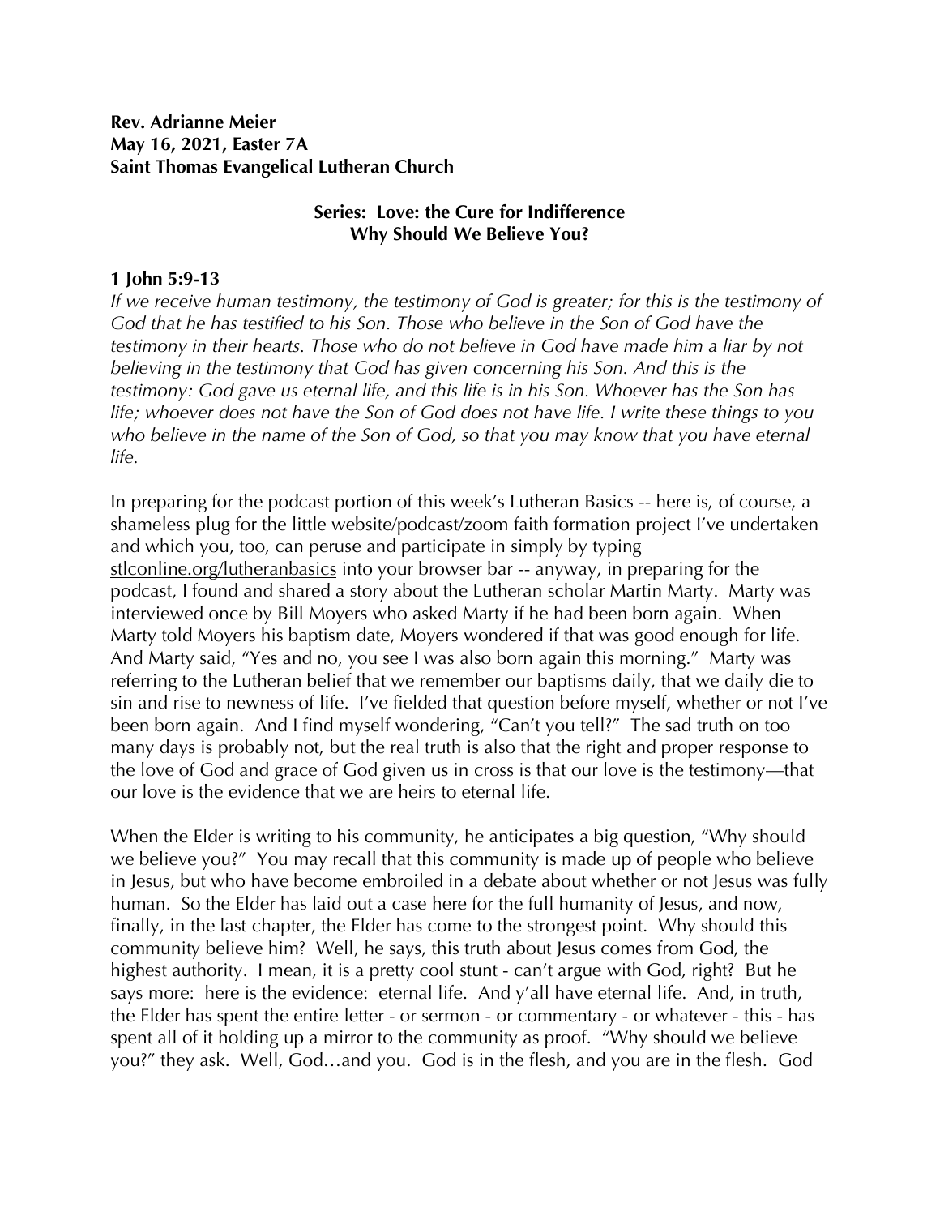**Rev. Adrianne Meier**
**May 16, 2021, Easter 7A**
**Saint Thomas Evangelical Lutheran Church**

**Series: Love: the Cure for Indifference**
**Why Should We Believe You?**

**1 John 5:9-13**

*If we receive human testimony, the testimony of God is greater; for this is the testimony of God that he has testified to his Son. Those who believe in the Son of God have the testimony in their hearts. Those who do not believe in God have made him a liar by not believing in the testimony that God has given concerning his Son. And this is the testimony: God gave us eternal life, and this life is in his Son. Whoever has the Son has life; whoever does not have the Son of God does not have life. I write these things to you who believe in the name of the Son of God, so that you may know that you have eternal life.*

In preparing for the podcast portion of this week's Lutheran Basics -- here is, of course, a shameless plug for the little website/podcast/zoom faith formation project I've undertaken and which you, too, can peruse and participate in simply by typing stlconline.org/lutheranbasics into your browser bar -- anyway, in preparing for the podcast, I found and shared a story about the Lutheran scholar Martin Marty. Marty was interviewed once by Bill Moyers who asked Marty if he had been born again. When Marty told Moyers his baptism date, Moyers wondered if that was good enough for life. And Marty said, "Yes and no, you see I was also born again this morning." Marty was referring to the Lutheran belief that we remember our baptisms daily, that we daily die to sin and rise to newness of life. I've fielded that question before myself, whether or not I've been born again. And I find myself wondering, "Can't you tell?" The sad truth on too many days is probably not, but the real truth is also that the right and proper response to the love of God and grace of God given us in cross is that our love is the testimony—that our love is the evidence that we are heirs to eternal life.

When the Elder is writing to his community, he anticipates a big question, "Why should we believe you?" You may recall that this community is made up of people who believe in Jesus, but who have become embroiled in a debate about whether or not Jesus was fully human. So the Elder has laid out a case here for the full humanity of Jesus, and now, finally, in the last chapter, the Elder has come to the strongest point. Why should this community believe him? Well, he says, this truth about Jesus comes from God, the highest authority. I mean, it is a pretty cool stunt - can't argue with God, right? But he says more: here is the evidence: eternal life. And y'all have eternal life. And, in truth, the Elder has spent the entire letter - or sermon - or commentary - or whatever - this - has spent all of it holding up a mirror to the community as proof. "Why should we believe you?" they ask. Well, God…and you. God is in the flesh, and you are in the flesh. God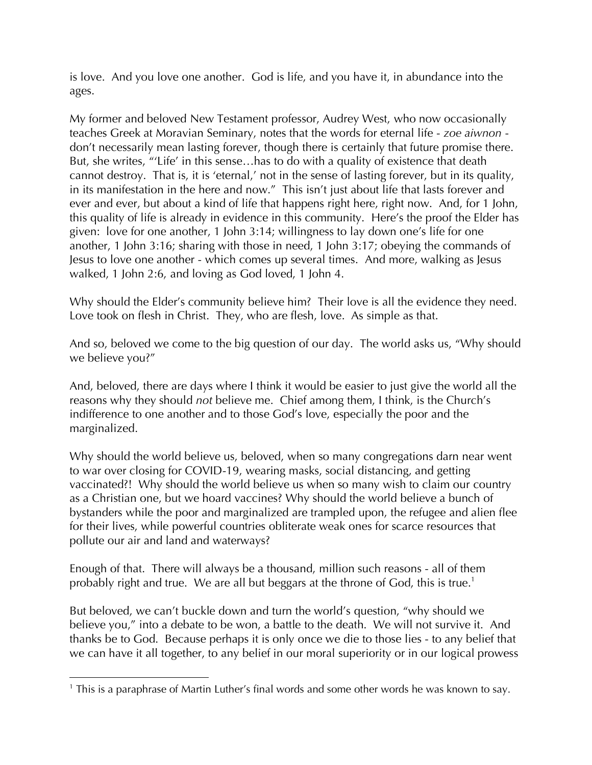is love. And you love one another. God is life, and you have it, in abundance into the ages.

My former and beloved New Testament professor, Audrey West, who now occasionally teaches Greek at Moravian Seminary, notes that the words for eternal life - *zoe aiwnon* - don't necessarily mean lasting forever, though there is certainly that future promise there. But, she writes, "'Life' in this sense…has to do with a quality of existence that death cannot destroy. That is, it is 'eternal,' not in the sense of lasting forever, but in its quality, in its manifestation in the here and now." This isn't just about life that lasts forever and ever and ever, but about a kind of life that happens right here, right now. And, for 1 John, this quality of life is already in evidence in this community. Here's the proof the Elder has given: love for one another, 1 John 3:14; willingness to lay down one's life for one another, 1 John 3:16; sharing with those in need, 1 John 3:17; obeying the commands of Jesus to love one another - which comes up several times. And more, walking as Jesus walked, 1 John 2:6, and loving as God loved, 1 John 4.

Why should the Elder's community believe him? Their love is all the evidence they need. Love took on flesh in Christ. They, who are flesh, love. As simple as that.

And so, beloved we come to the big question of our day. The world asks us, "Why should we believe you?"

And, beloved, there are days where I think it would be easier to just give the world all the reasons why they should *not* believe me. Chief among them, I think, is the Church's indifference to one another and to those God's love, especially the poor and the marginalized.

Why should the world believe us, beloved, when so many congregations darn near went to war over closing for COVID-19, wearing masks, social distancing, and getting vaccinated?! Why should the world believe us when so many wish to claim our country as a Christian one, but we hoard vaccines? Why should the world believe a bunch of bystanders while the poor and marginalized are trampled upon, the refugee and alien flee for their lives, while powerful countries obliterate weak ones for scarce resources that pollute our air and land and waterways?

Enough of that. There will always be a thousand, million such reasons - all of them probably right and true. We are all but beggars at the throne of God, this is true.[1]

But beloved, we can't buckle down and turn the world's question, "why should we believe you," into a debate to be won, a battle to the death. We will not survive it. And thanks be to God. Because perhaps it is only once we die to those lies - to any belief that we can have it all together, to any belief in our moral superiority or in our logical prowess

[1] This is a paraphrase of Martin Luther's final words and some other words he was known to say.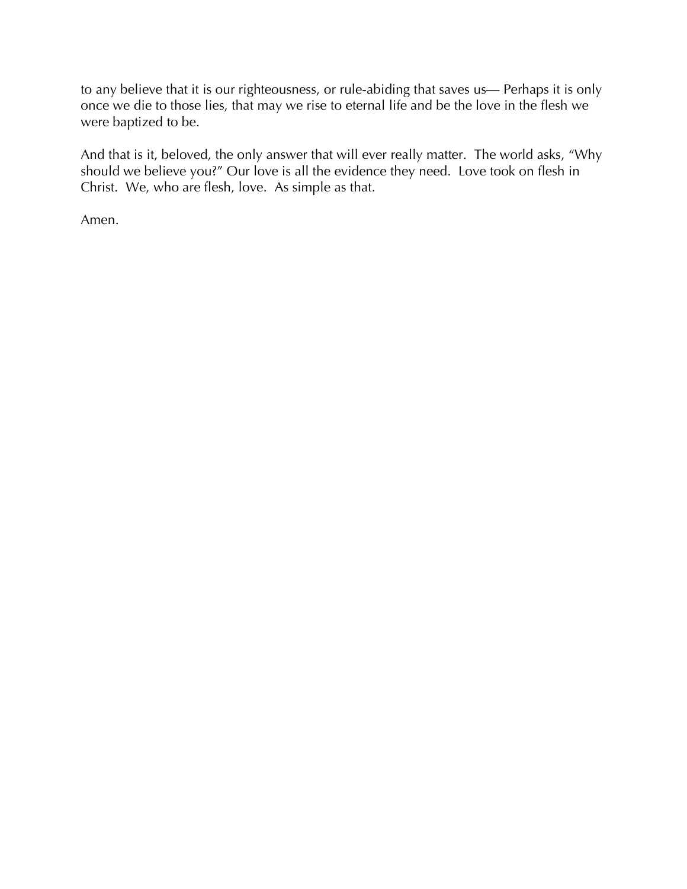to any believe that it is our righteousness, or rule-abiding that saves us— Perhaps it is only once we die to those lies, that may we rise to eternal life and be the love in the flesh we were baptized to be.

And that is it, beloved, the only answer that will ever really matter. The world asks, "Why should we believe you?" Our love is all the evidence they need. Love took on flesh in Christ. We, who are flesh, love. As simple as that.

Amen.